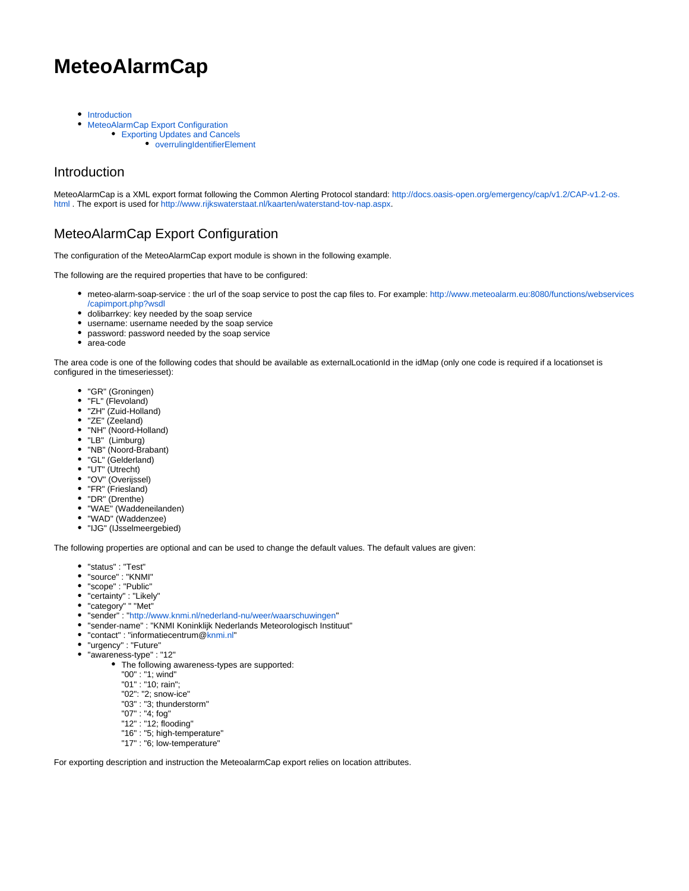# MeteoAlarmCap

- Introduction
- MeteoAlarmCap Export Configuration
  - Exporting Updates and Cancels
    - overrulingIdentifierElement

## Introduction

MeteoAlarmCap is a XML export format following the Common Alerting Protocol standard: http://docs.oasis-open.org/emergency/cap/v1.2/CAP-v1.2-os.html . The export is used for http://www.rijkswaterstaat.nl/kaarten/waterstand-tov-nap.aspx.

## MeteoAlarmCap Export Configuration

The configuration of the MeteoAlarmCap export module is shown in the following example.

The following are the required properties that have to be configured:

- meteo-alarm-soap-service : the url of the soap service to post the cap files to. For example: http://www.meteoalarm.eu:8080/functions/webservices/capimport.php?wsdl
- dolibarrkey: key needed by the soap service
- username: username needed by the soap service
- password: password needed by the soap service
- area-code

The area code is one of the following codes that should be available as externalLocationId in the idMap (only one code is required if a locationset is configured in the timeseriesset):

- "GR" (Groningen)
- "FL" (Flevoland)
- "ZH" (Zuid-Holland)
- "ZE" (Zeeland)
- "NH" (Noord-Holland)
- "LB" (Limburg)
- "NB" (Noord-Brabant)
- "GL" (Gelderland)
- "UT" (Utrecht)
- "OV" (Overijssel)
- "FR" (Friesland)
- "DR" (Drenthe)
- "WAE" (Waddeneilanden)
- "WAD" (Waddenzee)
- "IJG" (IJsselmeergebied)

The following properties are optional and can be used to change the default values. The default values are given:

- "status" : "Test"
- "source" : "KNMI"
- "scope" : "Public"
- "certainty" : "Likely"
- "category" " "Met"
- "sender" : "http://www.knmi.nl/nederland-nu/weer/waarschuwingen"
- "sender-name" : "KNMI Koninklijk Nederlands Meteorologisch Instituut"
- "contact" : "informatiecentrum@knmi.nl"
- "urgency" : "Future"
- "awareness-type" : "12"
  - The following awareness-types are supported:
    "00" : "1; wind"
    "01" : "10; rain";
    "02": "2; snow-ice"
    "03" : "3; thunderstorm"
    "07" : "4; fog"
    "12" : "12; flooding"
    "16" : "5; high-temperature"
    "17" : "6; low-temperature"

For exporting description and instruction the MeteoalarmCap export relies on location attributes.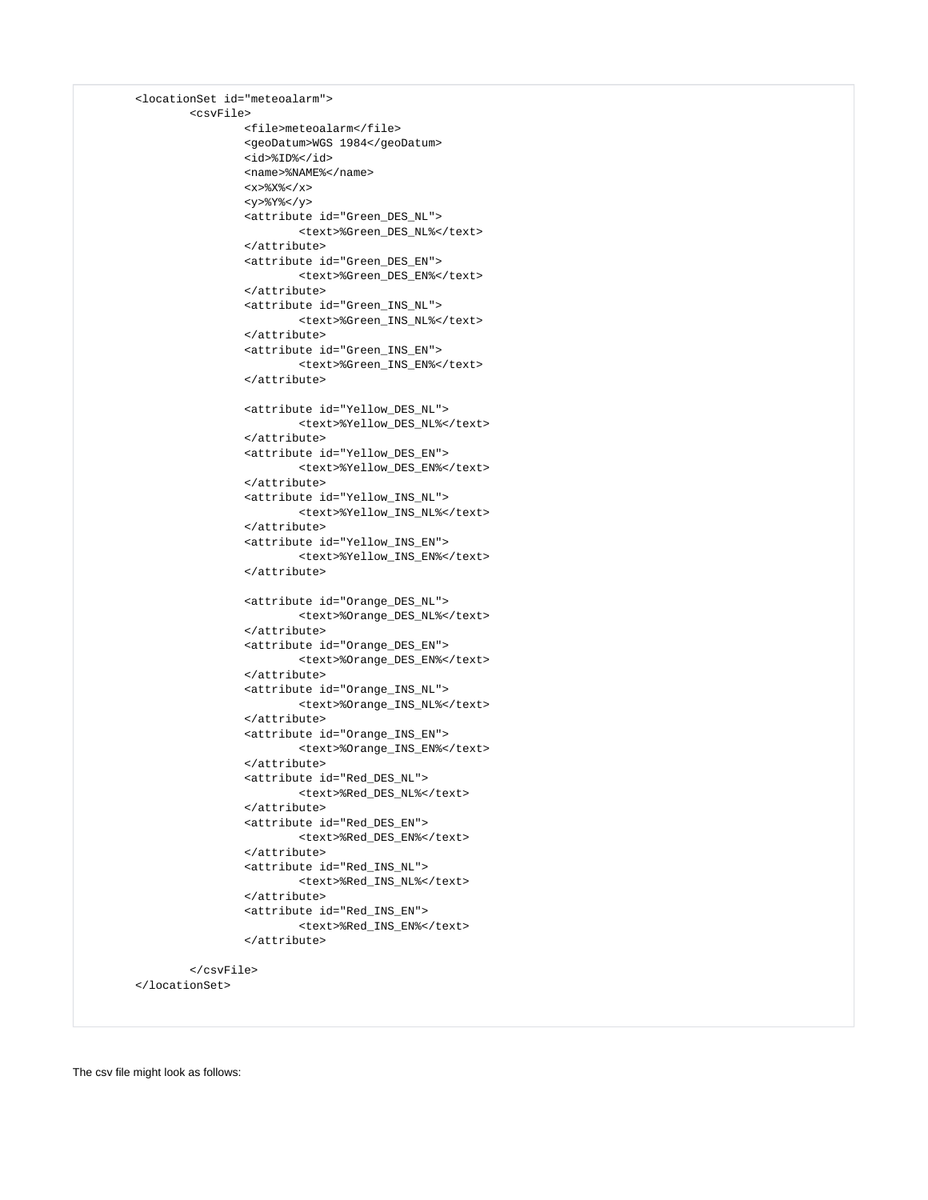```
<locationSet id="meteoalarm">
        <csvFile>
                <file>meteoalarm</file>
                <geoDatum>WGS 1984</geoDatum>
                <id>%ID%</id>
                <name>%NAME%</name>
                <x>%X%</x>
                <y>%Y%</y>
                <attribute id="Green_DES_NL">
                        <text>%Green_DES_NL%</text>
                </attribute>
                <attribute id="Green_DES_EN">
                        <text>%Green_DES_EN%</text>
                </attribute>
                <attribute id="Green_INS_NL">
                        <text>%Green_INS_NL%</text>
                </attribute>
                <attribute id="Green_INS_EN">
                        <text>%Green_INS_EN%</text>
                </attribute>

                <attribute id="Yellow_DES_NL">
                        <text>%Yellow_DES_NL%</text>
                </attribute>
                <attribute id="Yellow_DES_EN">
                        <text>%Yellow_DES_EN%</text>
                </attribute>
                <attribute id="Yellow_INS_NL">
                        <text>%Yellow_INS_NL%</text>
                </attribute>
                <attribute id="Yellow_INS_EN">
                        <text>%Yellow_INS_EN%</text>
                </attribute>

                <attribute id="Orange_DES_NL">
                        <text>%Orange_DES_NL%</text>
                </attribute>
                <attribute id="Orange_DES_EN">
                        <text>%Orange_DES_EN%</text>
                </attribute>
                <attribute id="Orange_INS_NL">
                        <text>%Orange_INS_NL%</text>
                </attribute>
                <attribute id="Orange_INS_EN">
                        <text>%Orange_INS_EN%</text>
                </attribute>
                <attribute id="Red_DES_NL">
                        <text>%Red_DES_NL%</text>
                </attribute>
                <attribute id="Red_DES_EN">
                        <text>%Red_DES_EN%</text>
                </attribute>
                <attribute id="Red_INS_NL">
                        <text>%Red_INS_NL%</text>
                </attribute>
                <attribute id="Red_INS_EN">
                        <text>%Red_INS_EN%</text>
                </attribute>

        </csvFile>
</locationSet>
```

The csv file might look as follows: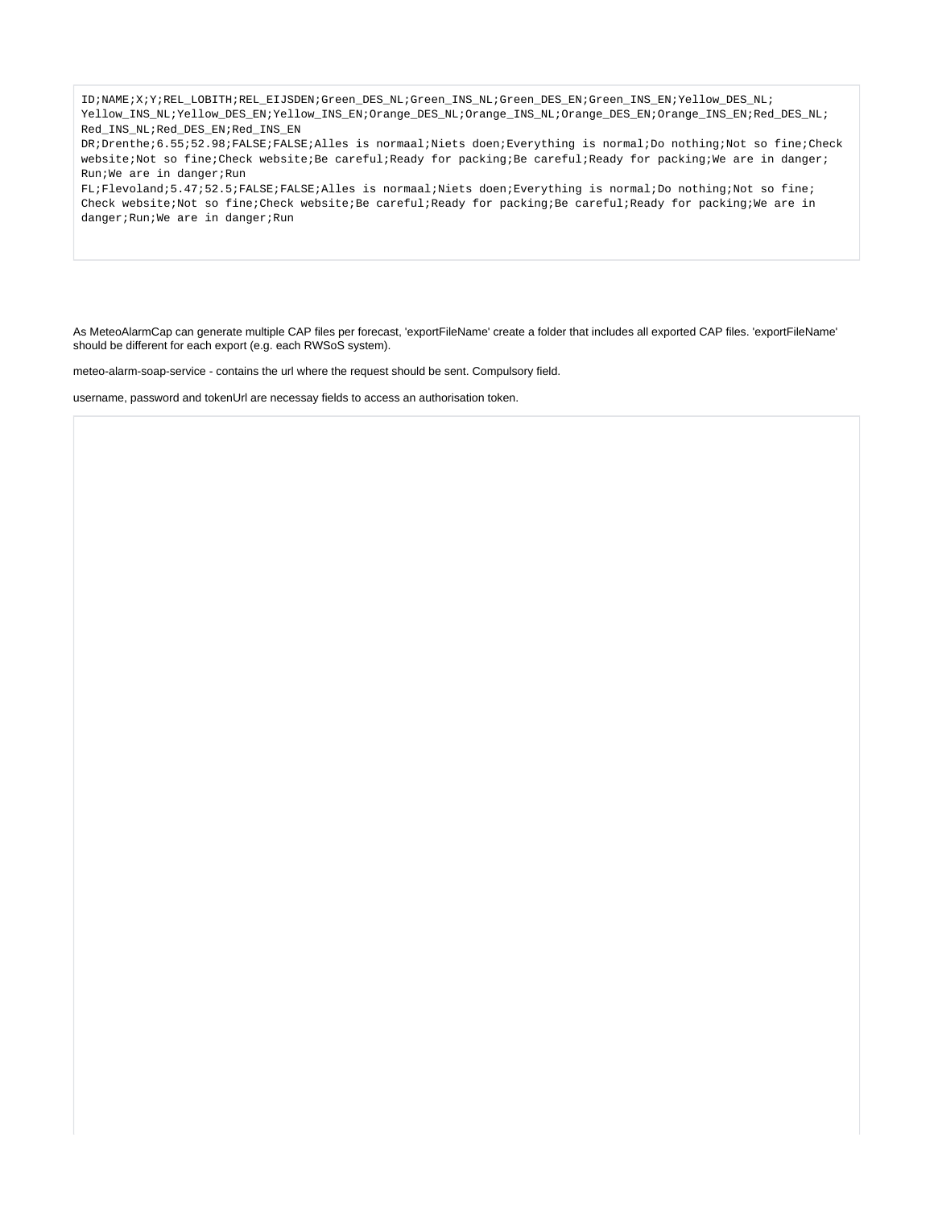```
ID;NAME;X;Y;REL_LOBITH;REL_EIJSDEN;Green_DES_NL;Green_INS_NL;Green_DES_EN;Green_INS_EN;Yellow_DES_NL;Yellow_INS_NL;Yellow_DES_EN;Yellow_INS_EN;Orange_DES_NL;Orange_INS_NL;Orange_DES_EN;Orange_INS_EN;Red_DES_NL;Red_INS_NL;Red_DES_EN;Red_INS_EN
DR;Drenthe;6.55;52.98;FALSE;FALSE;Alles is normaal;Niets doen;Everything is normal;Do nothing;Not so fine;Check website;Not so fine;Check website;Be careful;Ready for packing;Be careful;Ready for packing;We are in danger;Run;We are in danger;Run
FL;Flevoland;5.47;52.5;FALSE;FALSE;Alles is normaal;Niets doen;Everything is normal;Do nothing;Not so fine;Check website;Not so fine;Check website;Be careful;Ready for packing;Be careful;Ready for packing;We are in danger;Run;We are in danger;Run
```

As MeteoAlarmCap can generate multiple CAP files per forecast, 'exportFileName' create a folder that includes all exported CAP files. 'exportFileName' should be different for each export (e.g. each RWSoS system).

meteo-alarm-soap-service - contains the url where the request should be sent. Compulsory field.

username, password and tokenUrl are necessay fields to access an authorisation token.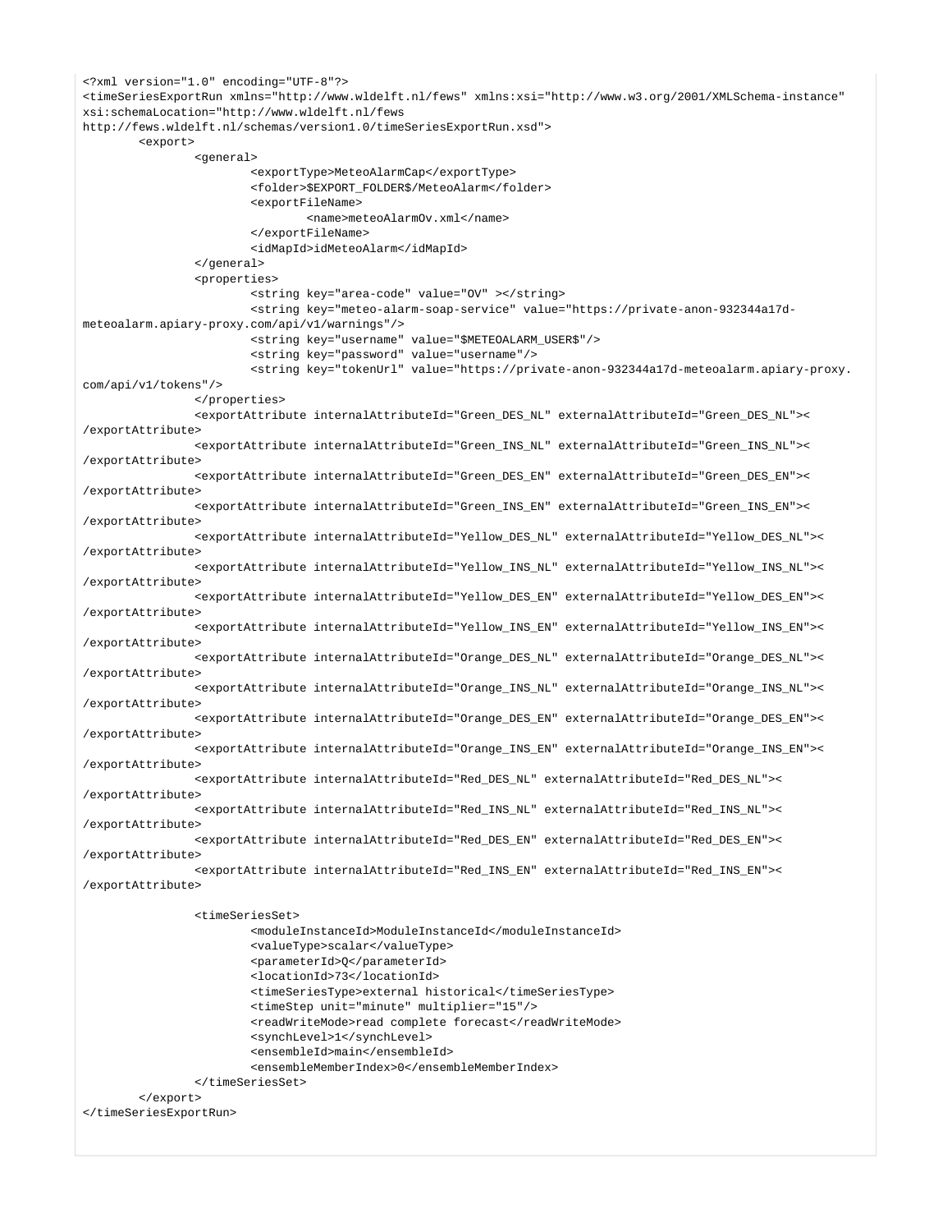```
<?xml version="1.0" encoding="UTF-8"?>
<timeSeriesExportRun xmlns="http://www.wldelft.nl/fews" xmlns:xsi="http://www.w3.org/2001/XMLSchema-instance"
xsi:schemaLocation="http://www.wldelft.nl/fews
http://fews.wldelft.nl/schemas/version1.0/timeSeriesExportRun.xsd">
	<export>
		<general>
			<exportType>MeteoAlarmCap</exportType>
			<folder>$EXPORT_FOLDER$/MeteoAlarm</folder>
			<exportFileName>
				<name>meteoAlarmOv.xml</name>
			</exportFileName>
			<idMapId>idMeteoAlarm</idMapId>
		</general>
		<properties>
			<string key="area-code" value="OV" ></string>
			<string key="meteo-alarm-soap-service" value="https://private-anon-932344a17d-
meteoalarm.apiary-proxy.com/api/v1/warnings"/>
			<string key="username" value="$METEOALARM_USER$"/>
			<string key="password" value="username"/>
			<string key="tokenUrl" value="https://private-anon-932344a17d-meteoalarm.apiary-proxy.
com/api/v1/tokens"/>
		</properties>
		<exportAttribute internalAttributeId="Green_DES_NL" externalAttributeId="Green_DES_NL"><
/exportAttribute>
		<exportAttribute internalAttributeId="Green_INS_NL" externalAttributeId="Green_INS_NL"><
/exportAttribute>
		<exportAttribute internalAttributeId="Green_DES_EN" externalAttributeId="Green_DES_EN"><
/exportAttribute>
		<exportAttribute internalAttributeId="Green_INS_EN" externalAttributeId="Green_INS_EN"><
/exportAttribute>
		<exportAttribute internalAttributeId="Yellow_DES_NL" externalAttributeId="Yellow_DES_NL"><
/exportAttribute>
		<exportAttribute internalAttributeId="Yellow_INS_NL" externalAttributeId="Yellow_INS_NL"><
/exportAttribute>
		<exportAttribute internalAttributeId="Yellow_DES_EN" externalAttributeId="Yellow_DES_EN"><
/exportAttribute>
		<exportAttribute internalAttributeId="Yellow_INS_EN" externalAttributeId="Yellow_INS_EN"><
/exportAttribute>
		<exportAttribute internalAttributeId="Orange_DES_NL" externalAttributeId="Orange_DES_NL"><
/exportAttribute>
		<exportAttribute internalAttributeId="Orange_INS_NL" externalAttributeId="Orange_INS_NL"><
/exportAttribute>
		<exportAttribute internalAttributeId="Orange_DES_EN" externalAttributeId="Orange_DES_EN"><
/exportAttribute>
		<exportAttribute internalAttributeId="Orange_INS_EN" externalAttributeId="Orange_INS_EN"><
/exportAttribute>
		<exportAttribute internalAttributeId="Red_DES_NL" externalAttributeId="Red_DES_NL"><
/exportAttribute>
		<exportAttribute internalAttributeId="Red_INS_NL" externalAttributeId="Red_INS_NL"><
/exportAttribute>
		<exportAttribute internalAttributeId="Red_DES_EN" externalAttributeId="Red_DES_EN"><
/exportAttribute>
		<exportAttribute internalAttributeId="Red_INS_EN" externalAttributeId="Red_INS_EN"><
/exportAttribute>

		<timeSeriesSet>
			<moduleInstanceId>ModuleInstanceId</moduleInstanceId>
			<valueType>scalar</valueType>
			<parameterId>Q</parameterId>
			<locationId>73</locationId>
			<timeSeriesType>external historical</timeSeriesType>
			<timeStep unit="minute" multiplier="15"/>
			<readWriteMode>read complete forecast</readWriteMode>
			<synchLevel>1</synchLevel>
			<ensembleId>main</ensembleId>
			<ensembleMemberIndex>0</ensembleMemberIndex>
		</timeSeriesSet>
	</export>
</timeSeriesExportRun>
```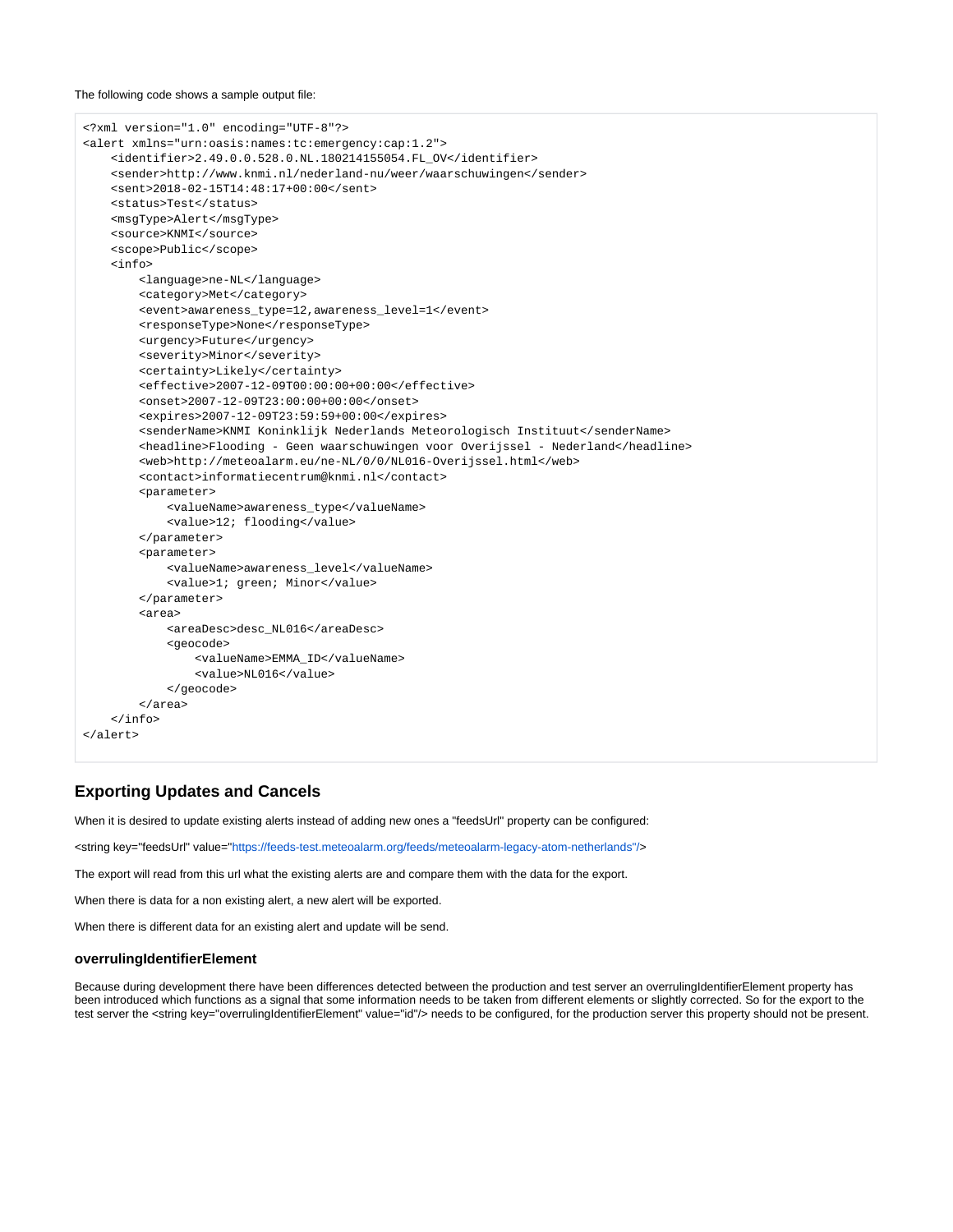The following code shows a sample output file:

```
<?xml version="1.0" encoding="UTF-8"?>
<alert xmlns="urn:oasis:names:tc:emergency:cap:1.2">
    <identifier>2.49.0.0.528.0.NL.180214155054.FL_OV</identifier>
    <sender>http://www.knmi.nl/nederland-nu/weer/waarschuwingen</sender>
    <sent>2018-02-15T14:48:17+00:00</sent>
    <status>Test</status>
    <msgType>Alert</msgType>
    <source>KNMI</source>
    <scope>Public</scope>
    <info>
        <language>ne-NL</language>
        <category>Met</category>
        <event>awareness_type=12,awareness_level=1</event>
        <responseType>None</responseType>
        <urgency>Future</urgency>
        <severity>Minor</severity>
        <certainty>Likely</certainty>
        <effective>2007-12-09T00:00:00+00:00</effective>
        <onset>2007-12-09T23:00:00+00:00</onset>
        <expires>2007-12-09T23:59:59+00:00</expires>
        <senderName>KNMI Koninklijk Nederlands Meteorologisch Instituut</senderName>
        <headline>Flooding - Geen waarschuwingen voor Overijssel - Nederland</headline>
        <web>http://meteoalarm.eu/ne-NL/0/0/NL016-Overijssel.html</web>
        <contact>informatiecentrum@knmi.nl</contact>
        <parameter>
            <valueName>awareness_type</valueName>
            <value>12; flooding</value>
        </parameter>
        <parameter>
            <valueName>awareness_level</valueName>
            <value>1; green; Minor</value>
        </parameter>
        <area>
            <areaDesc>desc_NL016</areaDesc>
            <geocode>
                <valueName>EMMA_ID</valueName>
                <value>NL016</value>
            </geocode>
        </area>
    </info>
</alert>
```

## Exporting Updates and Cancels

When it is desired to update existing alerts instead of adding new ones a "feedsUrl" property can be configured:

<string key="feedsUrl" value="https://feeds-test.meteoalarm.org/feeds/meteoalarm-legacy-atom-netherlands"/>

The export will read from this url what the existing alerts are and compare them with the data for the export.

When there is data for a non existing alert, a new alert will be exported.

When there is different data for an existing alert and update will be send.

### overrulingIdentifierElement

Because during development there have been differences detected between the production and test server an overrulingIdentifierElement property has been introduced which functions as a signal that some information needs to be taken from different elements or slightly corrected. So for the export to the test server the <string key="overrulingIdentifierElement" value="id"/> needs to be configured, for the production server this property should not be present.